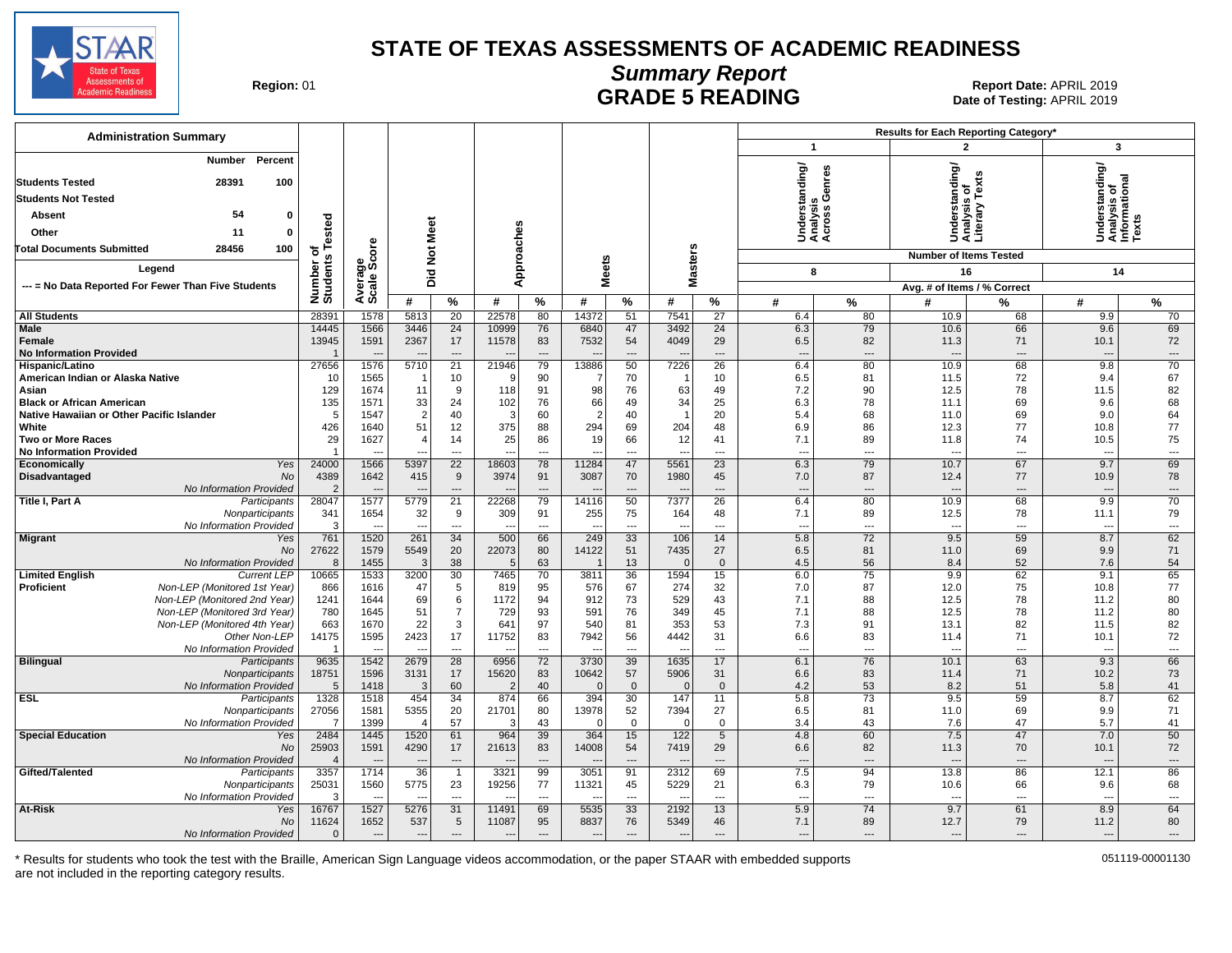# STATE OF TEXAS ASSESSMENTS OF ACADEMIC READINESS

## Summary Report

## GRADE 5 READING

**Region:** 01

**Report Date:** APRIL 2019
**Date of Testing:** APRIL 2019

### Administration Summary

| | Number | Percent |
|---|---|---|
| Students Tested | 28391 | 100 |
| Students Not Tested | | |
| Absent | 54 | 0 |
| Other | 11 | 0 |
| Total Documents Submitted | 28456 | 100 |

Legend

--- = No Data Reported For Fewer Than Five Students

Results for Each Reporting Category*: 1 = Understanding/Analysis Across Genres (Number of Items Tested: 8); 2 = Understanding/Analysis of Literary Texts (Number of Items Tested: 16); 3 = Understanding/Analysis of Informational Texts (Number of Items Tested: 14). Avg. # of Items / % Correct.

| Group | Subgroup | Number of Students Tested | Average Scale Score | Did Not Meet # | Did Not Meet % | Approaches # | Approaches % | Meets # | Meets % | Masters # | Masters % | Cat 1 # | Cat 1 % | Cat 2 # | Cat 2 % | Cat 3 # | Cat 3 % |
|---|---|---|---|---|---|---|---|---|---|---|---|---|---|---|---|---|---|
| All Students | | 28391 | 1578 | 5813 | 20 | 22578 | 80 | 14372 | 51 | 7541 | 27 | 6.4 | 80 | 10.9 | 68 | 9.9 | 70 |
| Male | | 14445 | 1566 | 3446 | 24 | 10999 | 76 | 6840 | 47 | 3492 | 24 | 6.3 | 79 | 10.6 | 66 | 9.6 | 69 |
| Female | | 13945 | 1591 | 2367 | 17 | 11578 | 83 | 7532 | 54 | 4049 | 29 | 6.5 | 82 | 11.3 | 71 | 10.1 | 72 |
| No Information Provided | | 1 | --- | --- | --- | --- | --- | --- | --- | --- | --- | --- | --- | --- | --- | --- | --- |
| Hispanic/Latino | | 27656 | 1576 | 5710 | 21 | 21946 | 79 | 13886 | 50 | 7226 | 26 | 6.4 | 80 | 10.9 | 68 | 9.8 | 70 |
| American Indian or Alaska Native | | 10 | 1565 | 1 | 10 | 9 | 90 | 7 | 70 | 1 | 10 | 6.5 | 81 | 11.5 | 72 | 9.4 | 67 |
| Asian | | 129 | 1674 | 11 | 9 | 118 | 91 | 98 | 76 | 63 | 49 | 7.2 | 90 | 12.5 | 78 | 11.5 | 82 |
| Black or African American | | 135 | 1571 | 33 | 24 | 102 | 76 | 66 | 49 | 34 | 25 | 6.3 | 78 | 11.1 | 69 | 9.6 | 68 |
| Native Hawaiian or Other Pacific Islander | | 5 | 1547 | 2 | 40 | 3 | 60 | 2 | 40 | 1 | 20 | 5.4 | 68 | 11.0 | 69 | 9.0 | 64 |
| White | | 426 | 1640 | 51 | 12 | 375 | 88 | 294 | 69 | 204 | 48 | 6.9 | 86 | 12.3 | 77 | 10.8 | 77 |
| Two or More Races | | 29 | 1627 | 4 | 14 | 25 | 86 | 19 | 66 | 12 | 41 | 7.1 | 89 | 11.8 | 74 | 10.5 | 75 |
| No Information Provided | | 1 | --- | --- | --- | --- | --- | --- | --- | --- | --- | --- | --- | --- | --- | --- | --- |
| Economically Disadvantaged | Yes | 24000 | 1566 | 5397 | 22 | 18603 | 78 | 11284 | 47 | 5561 | 23 | 6.3 | 79 | 10.7 | 67 | 9.7 | 69 |
| | No | 4389 | 1642 | 415 | 9 | 3974 | 91 | 3087 | 70 | 1980 | 45 | 7.0 | 87 | 12.4 | 77 | 10.9 | 78 |
| | No Information Provided | 2 | --- | --- | --- | --- | --- | --- | --- | --- | --- | --- | --- | --- | --- | --- | --- |
| Title I, Part A | Participants | 28047 | 1577 | 5779 | 21 | 22268 | 79 | 14116 | 50 | 7377 | 26 | 6.4 | 80 | 10.9 | 68 | 9.9 | 70 |
| | Nonparticipants | 341 | 1654 | 32 | 9 | 309 | 91 | 255 | 75 | 164 | 48 | 7.1 | 89 | 12.5 | 78 | 11.1 | 79 |
| | No Information Provided | 3 | --- | --- | --- | --- | --- | --- | --- | --- | --- | --- | --- | --- | --- | --- | --- |
| Migrant | Yes | 761 | 1520 | 261 | 34 | 500 | 66 | 249 | 33 | 106 | 14 | 5.8 | 72 | 9.5 | 59 | 8.7 | 62 |
| | No | 27622 | 1579 | 5549 | 20 | 22073 | 80 | 14122 | 51 | 7435 | 27 | 6.5 | 81 | 11.0 | 69 | 9.9 | 71 |
| | No Information Provided | 8 | 1455 | 3 | 38 | 5 | 63 | 1 | 13 | 0 | 0 | 4.5 | 56 | 8.4 | 52 | 7.6 | 54 |
| Limited English Proficient | Current LEP | 10665 | 1533 | 3200 | 30 | 7465 | 70 | 3811 | 36 | 1594 | 15 | 6.0 | 75 | 9.9 | 62 | 9.1 | 65 |
| | Non-LEP (Monitored 1st Year) | 866 | 1616 | 47 | 5 | 819 | 95 | 576 | 67 | 274 | 32 | 7.0 | 87 | 12.0 | 75 | 10.8 | 77 |
| | Non-LEP (Monitored 2nd Year) | 1241 | 1644 | 69 | 6 | 1172 | 94 | 912 | 73 | 529 | 43 | 7.1 | 88 | 12.5 | 78 | 11.2 | 80 |
| | Non-LEP (Monitored 3rd Year) | 780 | 1645 | 51 | 7 | 729 | 93 | 591 | 76 | 349 | 45 | 7.1 | 88 | 12.5 | 78 | 11.2 | 80 |
| | Non-LEP (Monitored 4th Year) | 663 | 1670 | 22 | 3 | 641 | 97 | 540 | 81 | 353 | 53 | 7.3 | 91 | 13.1 | 82 | 11.5 | 82 |
| | Other Non-LEP | 14175 | 1595 | 2423 | 17 | 11752 | 83 | 7942 | 56 | 4442 | 31 | 6.6 | 83 | 11.4 | 71 | 10.1 | 72 |
| | No Information Provided | 1 | --- | --- | --- | --- | --- | --- | --- | --- | --- | --- | --- | --- | --- | --- | --- |
| Bilingual | Participants | 9635 | 1542 | 2679 | 28 | 6956 | 72 | 3730 | 39 | 1635 | 17 | 6.1 | 76 | 10.1 | 63 | 9.3 | 66 |
| | Nonparticipants | 18751 | 1596 | 3131 | 17 | 15620 | 83 | 10642 | 57 | 5906 | 31 | 6.6 | 83 | 11.4 | 71 | 10.2 | 73 |
| | No Information Provided | 5 | 1418 | 3 | 60 | 2 | 40 | 0 | 0 | 0 | 0 | 4.2 | 53 | 8.2 | 51 | 5.8 | 41 |
| ESL | Participants | 1328 | 1518 | 454 | 34 | 874 | 66 | 394 | 30 | 147 | 11 | 5.8 | 73 | 9.5 | 59 | 8.7 | 62 |
| | Nonparticipants | 27056 | 1581 | 5355 | 20 | 21701 | 80 | 13978 | 52 | 7394 | 27 | 6.5 | 81 | 11.0 | 69 | 9.9 | 71 |
| | No Information Provided | 7 | 1399 | 4 | 57 | 3 | 43 | 0 | 0 | 0 | 0 | 3.4 | 43 | 7.6 | 47 | 5.7 | 41 |
| Special Education | Yes | 2484 | 1445 | 1520 | 61 | 964 | 39 | 364 | 15 | 122 | 5 | 4.8 | 60 | 7.5 | 47 | 7.0 | 50 |
| | No | 25903 | 1591 | 4290 | 17 | 21613 | 83 | 14008 | 54 | 7419 | 29 | 6.6 | 82 | 11.3 | 70 | 10.1 | 72 |
| | No Information Provided | 4 | --- | --- | --- | --- | --- | --- | --- | --- | --- | --- | --- | --- | --- | --- | --- |
| Gifted/Talented | Participants | 3357 | 1714 | 36 | 1 | 3321 | 99 | 3051 | 91 | 2312 | 69 | 7.5 | 94 | 13.8 | 86 | 12.1 | 86 |
| | Nonparticipants | 25031 | 1560 | 5775 | 23 | 19256 | 77 | 11321 | 45 | 5229 | 21 | 6.3 | 79 | 10.6 | 66 | 9.6 | 68 |
| | No Information Provided | 3 | --- | --- | --- | --- | --- | --- | --- | --- | --- | --- | --- | --- | --- | --- | --- |
| At-Risk | Yes | 16767 | 1527 | 5276 | 31 | 11491 | 69 | 5535 | 33 | 2192 | 13 | 5.9 | 74 | 9.7 | 61 | 8.9 | 64 |
| | No | 11624 | 1652 | 537 | 5 | 11087 | 95 | 8837 | 76 | 5349 | 46 | 7.1 | 89 | 12.7 | 79 | 11.2 | 80 |
| | No Information Provided | 0 | --- | --- | --- | --- | --- | --- | --- | --- | --- | --- | --- | --- | --- | --- | --- |

* Results for students who took the test with the Braille, American Sign Language videos accommodation, or the paper STAAR with embedded supports are not included in the reporting category results.

051119-00001130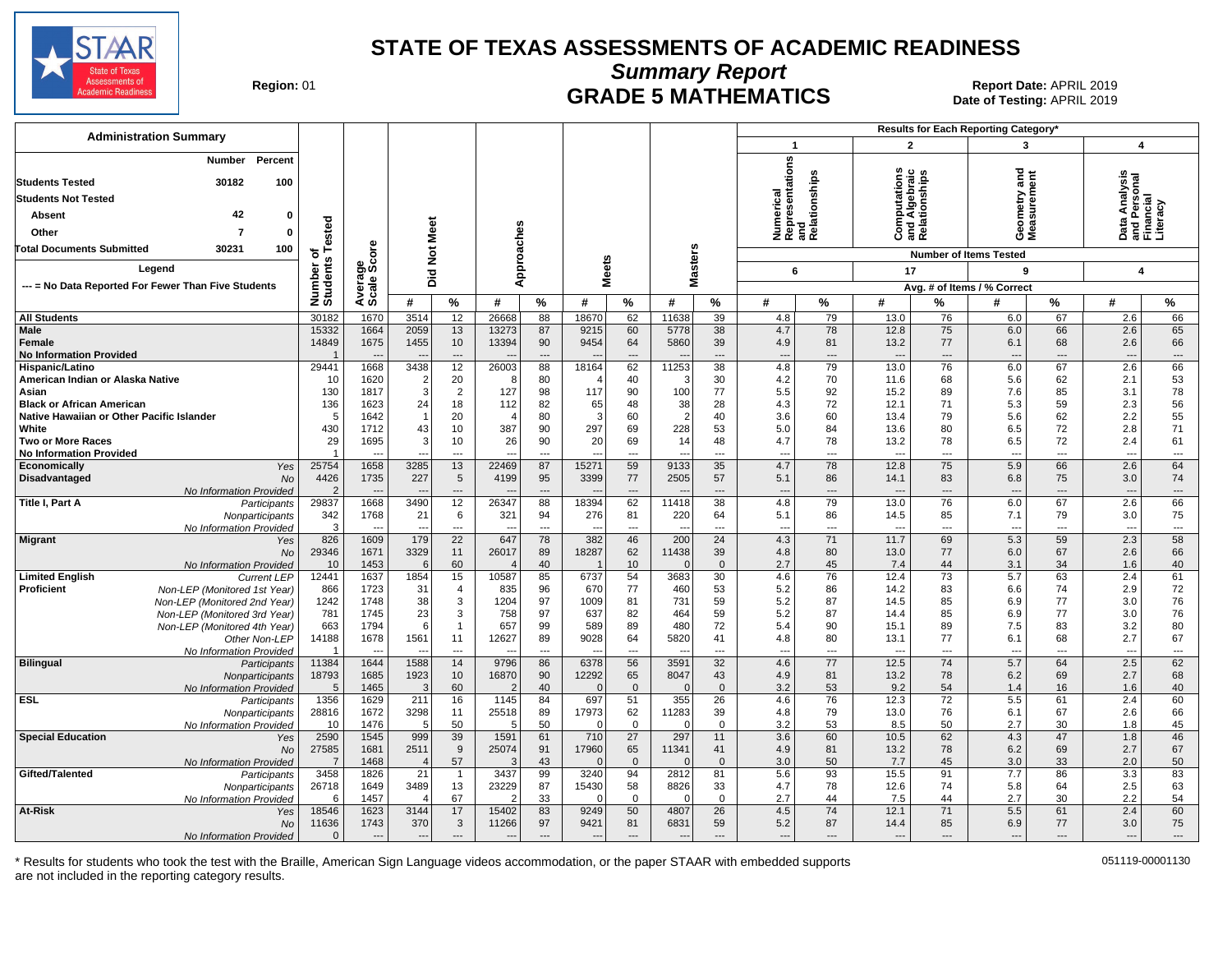# STATE OF TEXAS ASSESSMENTS OF ACADEMIC READINESS

## Summary Report

## GRADE 5 MATHEMATICS

**Region:** 01

**Report Date:** APRIL 2019
**Date of Testing:** APRIL 2019

### Administration Summary

| | Number | Percent |
|---|---|---|
| Students Tested | 30182 | 100 |
| Students Not Tested | | |
| Absent | 42 | 0 |
| Other | 7 | 0 |
| Total Documents Submitted | 30231 | 100 |

Legend: --- = No Data Reported For Fewer Than Five Students

Results for Each Reporting Category*: 1 = Numerical Representations and Relationships (6 items); 2 = Computations and Algebraic Relationships (17 items); 3 = Geometry and Measurement (9 items); 4 = Data Analysis and Personal Financial Literacy (4 items). Values are Avg. # of Items / % Correct.

| Group | | Number of Students Tested | Average Scale Score | Did Not Meet # | Did Not Meet % | Approaches # | Approaches % | Meets # | Meets % | Masters # | Masters % | Cat 1 # | Cat 1 % | Cat 2 # | Cat 2 % | Cat 3 # | Cat 3 % | Cat 4 # | Cat 4 % |
|---|---|---|---|---|---|---|---|---|---|---|---|---|---|---|---|---|---|---|---|
| All Students | | 30182 | 1670 | 3514 | 12 | 26668 | 88 | 18670 | 62 | 11638 | 39 | 4.8 | 79 | 13.0 | 76 | 6.0 | 67 | 2.6 | 66 |
| Male | | 15332 | 1664 | 2059 | 13 | 13273 | 87 | 9215 | 60 | 5778 | 38 | 4.7 | 78 | 12.8 | 75 | 6.0 | 66 | 2.6 | 65 |
| Female | | 14849 | 1675 | 1455 | 10 | 13394 | 90 | 9454 | 64 | 5860 | 39 | 4.9 | 81 | 13.2 | 77 | 6.1 | 68 | 2.6 | 66 |
| No Information Provided | | 1 | --- | --- | --- | --- | --- | --- | --- | --- | --- | --- | --- | --- | --- | --- | --- | --- | --- |
| Hispanic/Latino | | 29441 | 1668 | 3438 | 12 | 26003 | 88 | 18164 | 62 | 11253 | 38 | 4.8 | 79 | 13.0 | 76 | 6.0 | 67 | 2.6 | 66 |
| American Indian or Alaska Native | | 10 | 1620 | 2 | 20 | 8 | 80 | 4 | 40 | 3 | 30 | 4.2 | 70 | 11.6 | 68 | 5.6 | 62 | 2.1 | 53 |
| Asian | | 130 | 1817 | 3 | 2 | 127 | 98 | 117 | 90 | 100 | 77 | 5.5 | 92 | 15.2 | 89 | 7.6 | 85 | 3.1 | 78 |
| Black or African American | | 136 | 1623 | 24 | 18 | 112 | 82 | 65 | 48 | 38 | 28 | 4.3 | 72 | 12.1 | 71 | 5.3 | 59 | 2.3 | 56 |
| Native Hawaiian or Other Pacific Islander | | 5 | 1642 | 1 | 20 | 4 | 80 | 3 | 60 | 2 | 40 | 3.6 | 60 | 13.4 | 79 | 5.6 | 62 | 2.2 | 55 |
| White | | 430 | 1712 | 43 | 10 | 387 | 90 | 297 | 69 | 228 | 53 | 5.0 | 84 | 13.6 | 80 | 6.5 | 72 | 2.8 | 71 |
| Two or More Races | | 29 | 1695 | 3 | 10 | 26 | 90 | 20 | 69 | 14 | 48 | 4.7 | 78 | 13.2 | 78 | 6.5 | 72 | 2.4 | 61 |
| No Information Provided | | 1 | --- | --- | --- | --- | --- | --- | --- | --- | --- | --- | --- | --- | --- | --- | --- | --- | --- |
| Economically Disadvantaged | Yes | 25754 | 1658 | 3285 | 13 | 22469 | 87 | 15271 | 59 | 9133 | 35 | 4.7 | 78 | 12.8 | 75 | 5.9 | 66 | 2.6 | 64 |
| | No | 4426 | 1735 | 227 | 5 | 4199 | 95 | 3399 | 77 | 2505 | 57 | 5.1 | 86 | 14.1 | 83 | 6.8 | 75 | 3.0 | 74 |
| | No Information Provided | 2 | --- | --- | --- | --- | --- | --- | --- | --- | --- | --- | --- | --- | --- | --- | --- | --- | --- |
| Title I, Part A | Participants | 29837 | 1668 | 3490 | 12 | 26347 | 88 | 18394 | 62 | 11418 | 38 | 4.8 | 79 | 13.0 | 76 | 6.0 | 67 | 2.6 | 66 |
| | Nonparticipants | 342 | 1768 | 21 | 6 | 321 | 94 | 276 | 81 | 220 | 64 | 5.1 | 86 | 14.5 | 85 | 7.1 | 79 | 3.0 | 75 |
| | No Information Provided | 3 | --- | --- | --- | --- | --- | --- | --- | --- | --- | --- | --- | --- | --- | --- | --- | --- | --- |
| Migrant | Yes | 826 | 1609 | 179 | 22 | 647 | 78 | 382 | 46 | 200 | 24 | 4.3 | 71 | 11.7 | 69 | 5.3 | 59 | 2.3 | 58 |
| | No | 29346 | 1671 | 3329 | 11 | 26017 | 89 | 18287 | 62 | 11438 | 39 | 4.8 | 80 | 13.0 | 77 | 6.0 | 67 | 2.6 | 66 |
| | No Information Provided | 10 | 1453 | 6 | 60 | 4 | 40 | 1 | 10 | 0 | 0 | 2.7 | 45 | 7.4 | 44 | 3.1 | 34 | 1.6 | 40 |
| Limited English Proficient | Current LEP | 12441 | 1637 | 1854 | 15 | 10587 | 85 | 6737 | 54 | 3683 | 30 | 4.6 | 76 | 12.4 | 73 | 5.7 | 63 | 2.4 | 61 |
| | Non-LEP (Monitored 1st Year) | 866 | 1723 | 31 | 4 | 835 | 96 | 670 | 77 | 460 | 53 | 5.2 | 86 | 14.2 | 83 | 6.6 | 74 | 2.9 | 72 |
| | Non-LEP (Monitored 2nd Year) | 1242 | 1748 | 38 | 3 | 1204 | 97 | 1009 | 81 | 731 | 59 | 5.2 | 87 | 14.5 | 85 | 6.9 | 77 | 3.0 | 76 |
| | Non-LEP (Monitored 3rd Year) | 781 | 1745 | 23 | 3 | 758 | 97 | 637 | 82 | 464 | 59 | 5.2 | 87 | 14.4 | 85 | 6.9 | 77 | 3.0 | 76 |
| | Non-LEP (Monitored 4th Year) | 663 | 1794 | 6 | 1 | 657 | 99 | 589 | 89 | 480 | 72 | 5.4 | 90 | 15.1 | 89 | 7.5 | 83 | 3.2 | 80 |
| | Other Non-LEP | 14188 | 1678 | 1561 | 11 | 12627 | 89 | 9028 | 64 | 5820 | 41 | 4.8 | 80 | 13.1 | 77 | 6.1 | 68 | 2.7 | 67 |
| | No Information Provided | 1 | --- | --- | --- | --- | --- | --- | --- | --- | --- | --- | --- | --- | --- | --- | --- | --- | --- |
| Bilingual | Participants | 11384 | 1644 | 1588 | 14 | 9796 | 86 | 6378 | 56 | 3591 | 32 | 4.6 | 77 | 12.5 | 74 | 5.7 | 64 | 2.5 | 62 |
| | Nonparticipants | 18793 | 1685 | 1923 | 10 | 16870 | 90 | 12292 | 65 | 8047 | 43 | 4.9 | 81 | 13.2 | 78 | 6.2 | 69 | 2.7 | 68 |
| | No Information Provided | 5 | 1465 | 3 | 60 | 2 | 40 | 0 | 0 | 0 | 0 | 3.2 | 53 | 9.2 | 54 | 1.4 | 16 | 1.6 | 40 |
| ESL | Participants | 1356 | 1629 | 211 | 16 | 1145 | 84 | 697 | 51 | 355 | 26 | 4.6 | 76 | 12.3 | 72 | 5.5 | 61 | 2.4 | 60 |
| | Nonparticipants | 28816 | 1672 | 3298 | 11 | 25518 | 89 | 17973 | 62 | 11283 | 39 | 4.8 | 79 | 13.0 | 76 | 6.1 | 67 | 2.6 | 66 |
| | No Information Provided | 10 | 1476 | 5 | 50 | 5 | 50 | 0 | 0 | 0 | 0 | 3.2 | 53 | 8.5 | 50 | 2.7 | 30 | 1.8 | 45 |
| Special Education | Yes | 2590 | 1545 | 999 | 39 | 1591 | 61 | 710 | 27 | 297 | 11 | 3.6 | 60 | 10.5 | 62 | 4.3 | 47 | 1.8 | 46 |
| | No | 27585 | 1681 | 2511 | 9 | 25074 | 91 | 17960 | 65 | 11341 | 41 | 4.9 | 81 | 13.2 | 78 | 6.2 | 69 | 2.7 | 67 |
| | No Information Provided | 7 | 1468 | 4 | 57 | 3 | 43 | 0 | 0 | 0 | 0 | 3.0 | 50 | 7.7 | 45 | 3.0 | 33 | 2.0 | 50 |
| Gifted/Talented | Participants | 3458 | 1826 | 21 | 1 | 3437 | 99 | 3240 | 94 | 2812 | 81 | 5.6 | 93 | 15.5 | 91 | 7.7 | 86 | 3.3 | 83 |
| | Nonparticipants | 26718 | 1649 | 3489 | 13 | 23229 | 87 | 15430 | 58 | 8826 | 33 | 4.7 | 78 | 12.6 | 74 | 5.8 | 64 | 2.5 | 63 |
| | No Information Provided | 6 | 1457 | 4 | 67 | 2 | 33 | 0 | 0 | 0 | 0 | 2.7 | 44 | 7.5 | 44 | 2.7 | 30 | 2.2 | 54 |
| At-Risk | Yes | 18546 | 1623 | 3144 | 17 | 15402 | 83 | 9249 | 50 | 4807 | 26 | 4.5 | 74 | 12.1 | 71 | 5.5 | 61 | 2.4 | 60 |
| | No | 11636 | 1743 | 370 | 3 | 11266 | 97 | 9421 | 81 | 6831 | 59 | 5.2 | 87 | 14.4 | 85 | 6.9 | 77 | 3.0 | 75 |
| | No Information Provided | 0 | --- | --- | --- | --- | --- | --- | --- | --- | --- | --- | --- | --- | --- | --- | --- | --- | --- |

\* Results for students who took the test with the Braille, American Sign Language videos accommodation, or the paper STAAR with embedded supports are not included in the reporting category results.

051119-00001130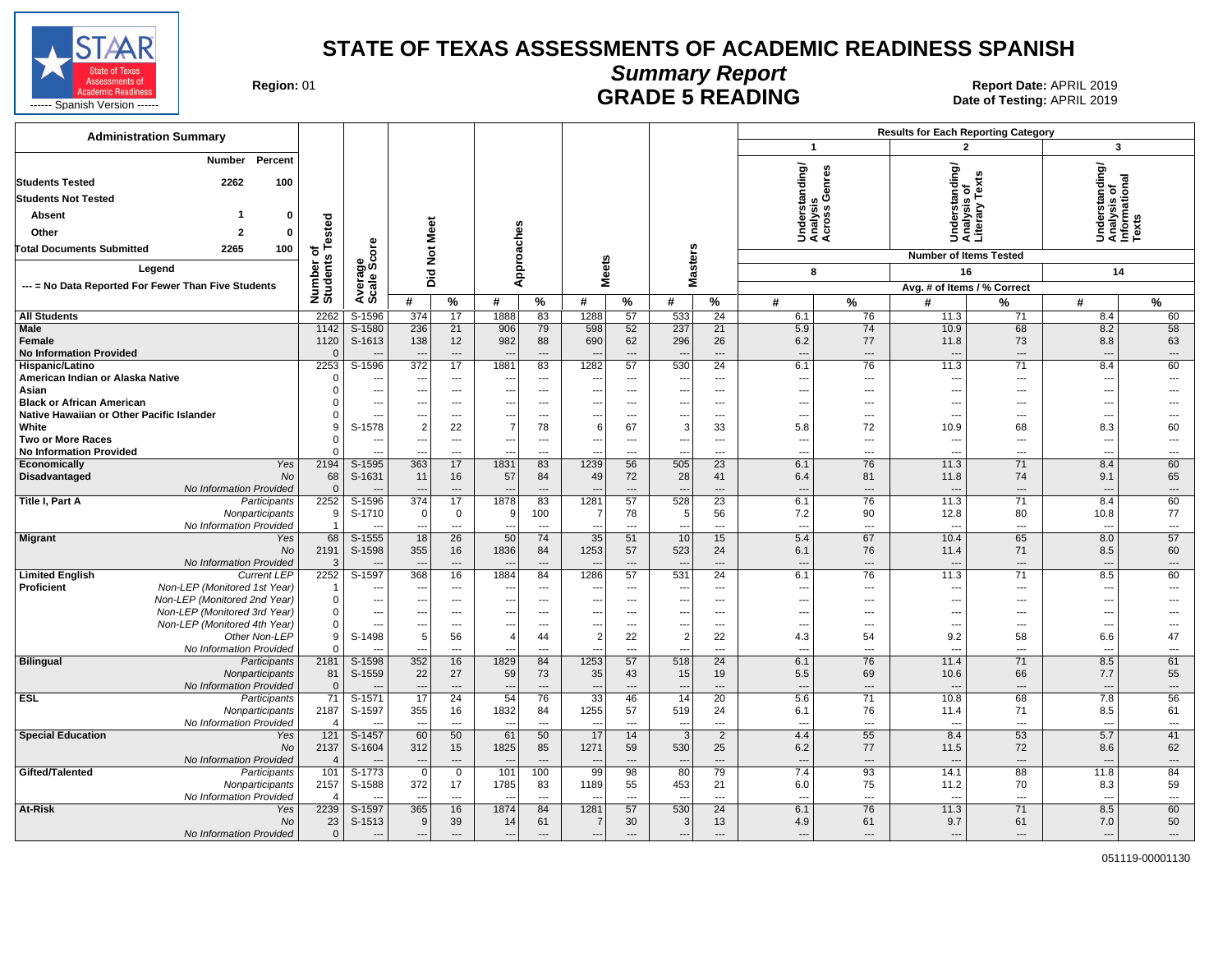# STATE OF TEXAS ASSESSMENTS OF ACADEMIC READINESS SPANISH

## Summary Report

## GRADE 5 READING

**Region:** 01

**Report Date:** APRIL 2019
**Date of Testing:** APRIL 2019

------ Spanish Version ------

### Administration Summary

| | Number | Percent |
|---|---|---|
| **Students Tested** | 2262 | 100 |
| **Students Not Tested** | | |
| Absent | 1 | 0 |
| Other | 2 | 0 |
| **Total Documents Submitted** | 2265 | 100 |

**Legend**

--- = No Data Reported For Fewer Than Five Students

**Results for Each Reporting Category**

1: Understanding/ Analysis Across Genres — Number of Items Tested: 8
2: Understanding/ Analysis of Literary Texts — Number of Items Tested: 16
3: Understanding/ Analysis of Informational Texts — Number of Items Tested: 14

(Avg. # of Items / % Correct)

| Group | | Number of Students Tested | Average Scale Score | Did Not Meet # | Did Not Meet % | Approaches # | Approaches % | Meets # | Meets % | Masters # | Masters % | Cat. 1 # | Cat. 1 % | Cat. 2 # | Cat. 2 % | Cat. 3 # | Cat. 3 % |
|---|---|---|---|---|---|---|---|---|---|---|---|---|---|---|---|---|---|
| **All Students** | | 2262 | S-1596 | 374 | 17 | 1888 | 83 | 1288 | 57 | 533 | 24 | 6.1 | 76 | 11.3 | 71 | 8.4 | 60 |
| **Male** | | 1142 | S-1580 | 236 | 21 | 906 | 79 | 598 | 52 | 237 | 21 | 5.9 | 74 | 10.9 | 68 | 8.2 | 58 |
| **Female** | | 1120 | S-1613 | 138 | 12 | 982 | 88 | 690 | 62 | 296 | 26 | 6.2 | 77 | 11.8 | 73 | 8.8 | 63 |
| **No Information Provided** | | 0 | --- | --- | --- | --- | --- | --- | --- | --- | --- | --- | --- | --- | --- | --- | --- |
| **Hispanic/Latino** | | 2253 | S-1596 | 372 | 17 | 1881 | 83 | 1282 | 57 | 530 | 24 | 6.1 | 76 | 11.3 | 71 | 8.4 | 60 |
| **American Indian or Alaska Native** | | 0 | --- | --- | --- | --- | --- | --- | --- | --- | --- | --- | --- | --- | --- | --- | --- |
| **Asian** | | 0 | --- | --- | --- | --- | --- | --- | --- | --- | --- | --- | --- | --- | --- | --- | --- |
| **Black or African American** | | 0 | --- | --- | --- | --- | --- | --- | --- | --- | --- | --- | --- | --- | --- | --- | --- |
| **Native Hawaiian or Other Pacific Islander** | | 0 | --- | --- | --- | --- | --- | --- | --- | --- | --- | --- | --- | --- | --- | --- | --- |
| **White** | | 9 | S-1578 | 2 | 22 | 7 | 78 | 6 | 67 | 3 | 33 | 5.8 | 72 | 10.9 | 68 | 8.3 | 60 |
| **Two or More Races** | | 0 | --- | --- | --- | --- | --- | --- | --- | --- | --- | --- | --- | --- | --- | --- | --- |
| **No Information Provided** | | 0 | --- | --- | --- | --- | --- | --- | --- | --- | --- | --- | --- | --- | --- | --- | --- |
| **Economically Disadvantaged** | *Yes* | 2194 | S-1595 | 363 | 17 | 1831 | 83 | 1239 | 56 | 505 | 23 | 6.1 | 76 | 11.3 | 71 | 8.4 | 60 |
| | *No* | 68 | S-1631 | 11 | 16 | 57 | 84 | 49 | 72 | 28 | 41 | 6.4 | 81 | 11.8 | 74 | 9.1 | 65 |
| | *No Information Provided* | 0 | --- | --- | --- | --- | --- | --- | --- | --- | --- | --- | --- | --- | --- | --- | --- |
| **Title I, Part A** | *Participants* | 2252 | S-1596 | 374 | 17 | 1878 | 83 | 1281 | 57 | 528 | 23 | 6.1 | 76 | 11.3 | 71 | 8.4 | 60 |
| | *Nonparticipants* | 9 | S-1710 | 0 | 0 | 9 | 100 | 7 | 78 | 5 | 56 | 7.2 | 90 | 12.8 | 80 | 10.8 | 77 |
| | *No Information Provided* | 1 | --- | --- | --- | --- | --- | --- | --- | --- | --- | --- | --- | --- | --- | --- | --- |
| **Migrant** | *Yes* | 68 | S-1555 | 18 | 26 | 50 | 74 | 35 | 51 | 10 | 15 | 5.4 | 67 | 10.4 | 65 | 8.0 | 57 |
| | *No* | 2191 | S-1598 | 355 | 16 | 1836 | 84 | 1253 | 57 | 523 | 24 | 6.1 | 76 | 11.4 | 71 | 8.5 | 60 |
| | *No Information Provided* | 3 | --- | --- | --- | --- | --- | --- | --- | --- | --- | --- | --- | --- | --- | --- | --- |
| **Limited English Proficient** | *Current LEP* | 2252 | S-1597 | 368 | 16 | 1884 | 84 | 1286 | 57 | 531 | 24 | 6.1 | 76 | 11.3 | 71 | 8.5 | 60 |
| | *Non-LEP (Monitored 1st Year)* | 1 | --- | --- | --- | --- | --- | --- | --- | --- | --- | --- | --- | --- | --- | --- | --- |
| | *Non-LEP (Monitored 2nd Year)* | 0 | --- | --- | --- | --- | --- | --- | --- | --- | --- | --- | --- | --- | --- | --- | --- |
| | *Non-LEP (Monitored 3rd Year)* | 0 | --- | --- | --- | --- | --- | --- | --- | --- | --- | --- | --- | --- | --- | --- | --- |
| | *Non-LEP (Monitored 4th Year)* | 0 | --- | --- | --- | --- | --- | --- | --- | --- | --- | --- | --- | --- | --- | --- | --- |
| | *Other Non-LEP* | 9 | S-1498 | 5 | 56 | 4 | 44 | 2 | 22 | 2 | 22 | 4.3 | 54 | 9.2 | 58 | 6.6 | 47 |
| | *No Information Provided* | 0 | --- | --- | --- | --- | --- | --- | --- | --- | --- | --- | --- | --- | --- | --- | --- |
| **Bilingual** | *Participants* | 2181 | S-1598 | 352 | 16 | 1829 | 84 | 1253 | 57 | 518 | 24 | 6.1 | 76 | 11.4 | 71 | 8.5 | 61 |
| | *Nonparticipants* | 81 | S-1559 | 22 | 27 | 59 | 73 | 35 | 43 | 15 | 19 | 5.5 | 69 | 10.6 | 66 | 7.7 | 55 |
| | *No Information Provided* | 0 | --- | --- | --- | --- | --- | --- | --- | --- | --- | --- | --- | --- | --- | --- | --- |
| **ESL** | *Participants* | 71 | S-1571 | 17 | 24 | 54 | 76 | 33 | 46 | 14 | 20 | 5.6 | 71 | 10.8 | 68 | 7.8 | 56 |
| | *Nonparticipants* | 2187 | S-1597 | 355 | 16 | 1832 | 84 | 1255 | 57 | 519 | 24 | 6.1 | 76 | 11.4 | 71 | 8.5 | 61 |
| | *No Information Provided* | 4 | --- | --- | --- | --- | --- | --- | --- | --- | --- | --- | --- | --- | --- | --- | --- |
| **Special Education** | *Yes* | 121 | S-1457 | 60 | 50 | 61 | 50 | 17 | 14 | 3 | 2 | 4.4 | 55 | 8.4 | 53 | 5.7 | 41 |
| | *No* | 2137 | S-1604 | 312 | 15 | 1825 | 85 | 1271 | 59 | 530 | 25 | 6.2 | 77 | 11.5 | 72 | 8.6 | 62 |
| | *No Information Provided* | 4 | --- | --- | --- | --- | --- | --- | --- | --- | --- | --- | --- | --- | --- | --- | --- |
| **Gifted/Talented** | *Participants* | 101 | S-1773 | 0 | 0 | 101 | 100 | 99 | 98 | 80 | 79 | 7.4 | 93 | 14.1 | 88 | 11.8 | 84 |
| | *Nonparticipants* | 2157 | S-1588 | 372 | 17 | 1785 | 83 | 1189 | 55 | 453 | 21 | 6.0 | 75 | 11.2 | 70 | 8.3 | 59 |
| | *No Information Provided* | 4 | --- | --- | --- | --- | --- | --- | --- | --- | --- | --- | --- | --- | --- | --- | --- |
| **At-Risk** | *Yes* | 2239 | S-1597 | 365 | 16 | 1874 | 84 | 1281 | 57 | 530 | 24 | 6.1 | 76 | 11.3 | 71 | 8.5 | 60 |
| | *No* | 23 | S-1513 | 9 | 39 | 14 | 61 | 7 | 30 | 3 | 13 | 4.9 | 61 | 9.7 | 61 | 7.0 | 50 |
| | *No Information Provided* | 0 | --- | --- | --- | --- | --- | --- | --- | --- | --- | --- | --- | --- | --- | --- | --- |

051119-00001130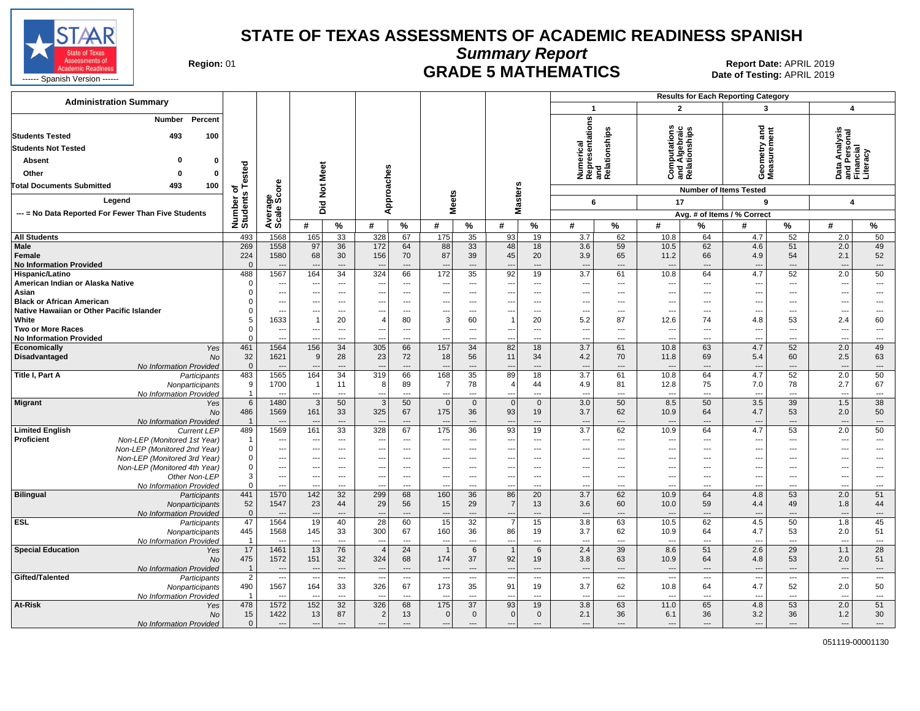# STATE OF TEXAS ASSESSMENTS OF ACADEMIC READINESS SPANISH

## Summary Report

## GRADE 5 MATHEMATICS

Region: 01

Report Date: APRIL 2019
Date of Testing: APRIL 2019

STAAR State of Texas Assessments of Academic Readiness ------ Spanish Version ------

**Administration Summary**

| | Number | Percent |
|---|---|---|
| Students Tested | 493 | 100 |
| Students Not Tested | | |
| Absent | 0 | 0 |
| Other | 0 | 0 |
| Total Documents Submitted | 493 | 100 |

**Legend**

--- = No Data Reported For Fewer Than Five Students

Results for Each Reporting Category: 1 – Numerical Representations and Relationships (Number of Items Tested: 6); 2 – Computations and Algebraic Relationships (17); 3 – Geometry and Measurement (9); 4 – Data Analysis and Personal Financial Literacy (4). Values shown are Avg. # of Items / % Correct.

| Group | | Number of Students Tested | Average Scale Score | Did Not Meet # | Did Not Meet % | Approaches # | Approaches % | Meets # | Meets % | Masters # | Masters % | Cat. 1 # | Cat. 1 % | Cat. 2 # | Cat. 2 % | Cat. 3 # | Cat. 3 % | Cat. 4 # | Cat. 4 % |
|---|---|---|---|---|---|---|---|---|---|---|---|---|---|---|---|---|---|---|---|
| All Students | | 493 | 1568 | 165 | 33 | 328 | 67 | 175 | 35 | 93 | 19 | 3.7 | 62 | 10.8 | 64 | 4.7 | 52 | 2.0 | 50 |
| Male | | 269 | 1558 | 97 | 36 | 172 | 64 | 88 | 33 | 48 | 18 | 3.6 | 59 | 10.5 | 62 | 4.6 | 51 | 2.0 | 49 |
| Female | | 224 | 1580 | 68 | 30 | 156 | 70 | 87 | 39 | 45 | 20 | 3.9 | 65 | 11.2 | 66 | 4.9 | 54 | 2.1 | 52 |
| No Information Provided | | 0 | --- | --- | --- | --- | --- | --- | --- | --- | --- | --- | --- | --- | --- | --- | --- | --- | --- |
| Hispanic/Latino | | 488 | 1567 | 164 | 34 | 324 | 66 | 172 | 35 | 92 | 19 | 3.7 | 61 | 10.8 | 64 | 4.7 | 52 | 2.0 | 50 |
| American Indian or Alaska Native | | 0 | --- | --- | --- | --- | --- | --- | --- | --- | --- | --- | --- | --- | --- | --- | --- | --- | --- |
| Asian | | 0 | --- | --- | --- | --- | --- | --- | --- | --- | --- | --- | --- | --- | --- | --- | --- | --- | --- |
| Black or African American | | 0 | --- | --- | --- | --- | --- | --- | --- | --- | --- | --- | --- | --- | --- | --- | --- | --- | --- |
| Native Hawaiian or Other Pacific Islander | | 0 | --- | --- | --- | --- | --- | --- | --- | --- | --- | --- | --- | --- | --- | --- | --- | --- | --- |
| White | | 5 | 1633 | 1 | 20 | 4 | 80 | 3 | 60 | 1 | 20 | 5.2 | 87 | 12.6 | 74 | 4.8 | 53 | 2.4 | 60 |
| Two or More Races | | 0 | --- | --- | --- | --- | --- | --- | --- | --- | --- | --- | --- | --- | --- | --- | --- | --- | --- |
| No Information Provided | | 0 | --- | --- | --- | --- | --- | --- | --- | --- | --- | --- | --- | --- | --- | --- | --- | --- | --- |
| Economically Disadvantaged | Yes | 461 | 1564 | 156 | 34 | 305 | 66 | 157 | 34 | 82 | 18 | 3.7 | 61 | 10.8 | 63 | 4.7 | 52 | 2.0 | 49 |
| | No | 32 | 1621 | 9 | 28 | 23 | 72 | 18 | 56 | 11 | 34 | 4.2 | 70 | 11.8 | 69 | 5.4 | 60 | 2.5 | 63 |
| | No Information Provided | 0 | --- | --- | --- | --- | --- | --- | --- | --- | --- | --- | --- | --- | --- | --- | --- | --- | --- |
| Title I, Part A | Participants | 483 | 1565 | 164 | 34 | 319 | 66 | 168 | 35 | 89 | 18 | 3.7 | 61 | 10.8 | 64 | 4.7 | 52 | 2.0 | 50 |
| | Nonparticipants | 9 | 1700 | 1 | 11 | 8 | 89 | 7 | 78 | 4 | 44 | 4.9 | 81 | 12.8 | 75 | 7.0 | 78 | 2.7 | 67 |
| | No Information Provided | 1 | --- | --- | --- | --- | --- | --- | --- | --- | --- | --- | --- | --- | --- | --- | --- | --- | --- |
| Migrant | Yes | 6 | 1480 | 3 | 50 | 3 | 50 | 0 | 0 | 0 | 0 | 3.0 | 50 | 8.5 | 50 | 3.5 | 39 | 1.5 | 38 |
| | No | 486 | 1569 | 161 | 33 | 325 | 67 | 175 | 36 | 93 | 19 | 3.7 | 62 | 10.9 | 64 | 4.7 | 53 | 2.0 | 50 |
| | No Information Provided | 1 | --- | --- | --- | --- | --- | --- | --- | --- | --- | --- | --- | --- | --- | --- | --- | --- | --- |
| Limited English Proficient | Current LEP | 489 | 1569 | 161 | 33 | 328 | 67 | 175 | 36 | 93 | 19 | 3.7 | 62 | 10.9 | 64 | 4.7 | 53 | 2.0 | 50 |
| | Non-LEP (Monitored 1st Year) | 1 | --- | --- | --- | --- | --- | --- | --- | --- | --- | --- | --- | --- | --- | --- | --- | --- | --- |
| | Non-LEP (Monitored 2nd Year) | 0 | --- | --- | --- | --- | --- | --- | --- | --- | --- | --- | --- | --- | --- | --- | --- | --- | --- |
| | Non-LEP (Monitored 3rd Year) | 0 | --- | --- | --- | --- | --- | --- | --- | --- | --- | --- | --- | --- | --- | --- | --- | --- | --- |
| | Non-LEP (Monitored 4th Year) | 0 | --- | --- | --- | --- | --- | --- | --- | --- | --- | --- | --- | --- | --- | --- | --- | --- | --- |
| | Other Non-LEP | 3 | --- | --- | --- | --- | --- | --- | --- | --- | --- | --- | --- | --- | --- | --- | --- | --- | --- |
| | No Information Provided | 0 | --- | --- | --- | --- | --- | --- | --- | --- | --- | --- | --- | --- | --- | --- | --- | --- | --- |
| Bilingual | Participants | 441 | 1570 | 142 | 32 | 299 | 68 | 160 | 36 | 86 | 20 | 3.7 | 62 | 10.9 | 64 | 4.8 | 53 | 2.0 | 51 |
| | Nonparticipants | 52 | 1547 | 23 | 44 | 29 | 56 | 15 | 29 | 7 | 13 | 3.6 | 60 | 10.0 | 59 | 4.4 | 49 | 1.8 | 44 |
| | No Information Provided | 0 | --- | --- | --- | --- | --- | --- | --- | --- | --- | --- | --- | --- | --- | --- | --- | --- | --- |
| ESL | Participants | 47 | 1564 | 19 | 40 | 28 | 60 | 15 | 32 | 7 | 15 | 3.8 | 63 | 10.5 | 62 | 4.5 | 50 | 1.8 | 45 |
| | Nonparticipants | 445 | 1568 | 145 | 33 | 300 | 67 | 160 | 36 | 86 | 19 | 3.7 | 62 | 10.9 | 64 | 4.7 | 53 | 2.0 | 51 |
| | No Information Provided | 1 | --- | --- | --- | --- | --- | --- | --- | --- | --- | --- | --- | --- | --- | --- | --- | --- | --- |
| Special Education | Yes | 17 | 1461 | 13 | 76 | 4 | 24 | 1 | 6 | 1 | 6 | 2.4 | 39 | 8.6 | 51 | 2.6 | 29 | 1.1 | 28 |
| | No | 475 | 1572 | 151 | 32 | 324 | 68 | 174 | 37 | 92 | 19 | 3.8 | 63 | 10.9 | 64 | 4.8 | 53 | 2.0 | 51 |
| | No Information Provided | 1 | --- | --- | --- | --- | --- | --- | --- | --- | --- | --- | --- | --- | --- | --- | --- | --- | --- |
| Gifted/Talented | Participants | 2 | --- | --- | --- | --- | --- | --- | --- | --- | --- | --- | --- | --- | --- | --- | --- | --- | --- |
| | Nonparticipants | 490 | 1567 | 164 | 33 | 326 | 67 | 173 | 35 | 91 | 19 | 3.7 | 62 | 10.8 | 64 | 4.7 | 52 | 2.0 | 50 |
| | No Information Provided | 1 | --- | --- | --- | --- | --- | --- | --- | --- | --- | --- | --- | --- | --- | --- | --- | --- | --- |
| At-Risk | Yes | 478 | 1572 | 152 | 32 | 326 | 68 | 175 | 37 | 93 | 19 | 3.8 | 63 | 11.0 | 65 | 4.8 | 53 | 2.0 | 51 |
| | No | 15 | 1422 | 13 | 87 | 2 | 13 | 0 | 0 | 0 | 0 | 2.1 | 36 | 6.1 | 36 | 3.2 | 36 | 1.2 | 30 |
| | No Information Provided | 0 | --- | --- | --- | --- | --- | --- | --- | --- | --- | --- | --- | --- | --- | --- | --- | --- | --- |

051119-00001130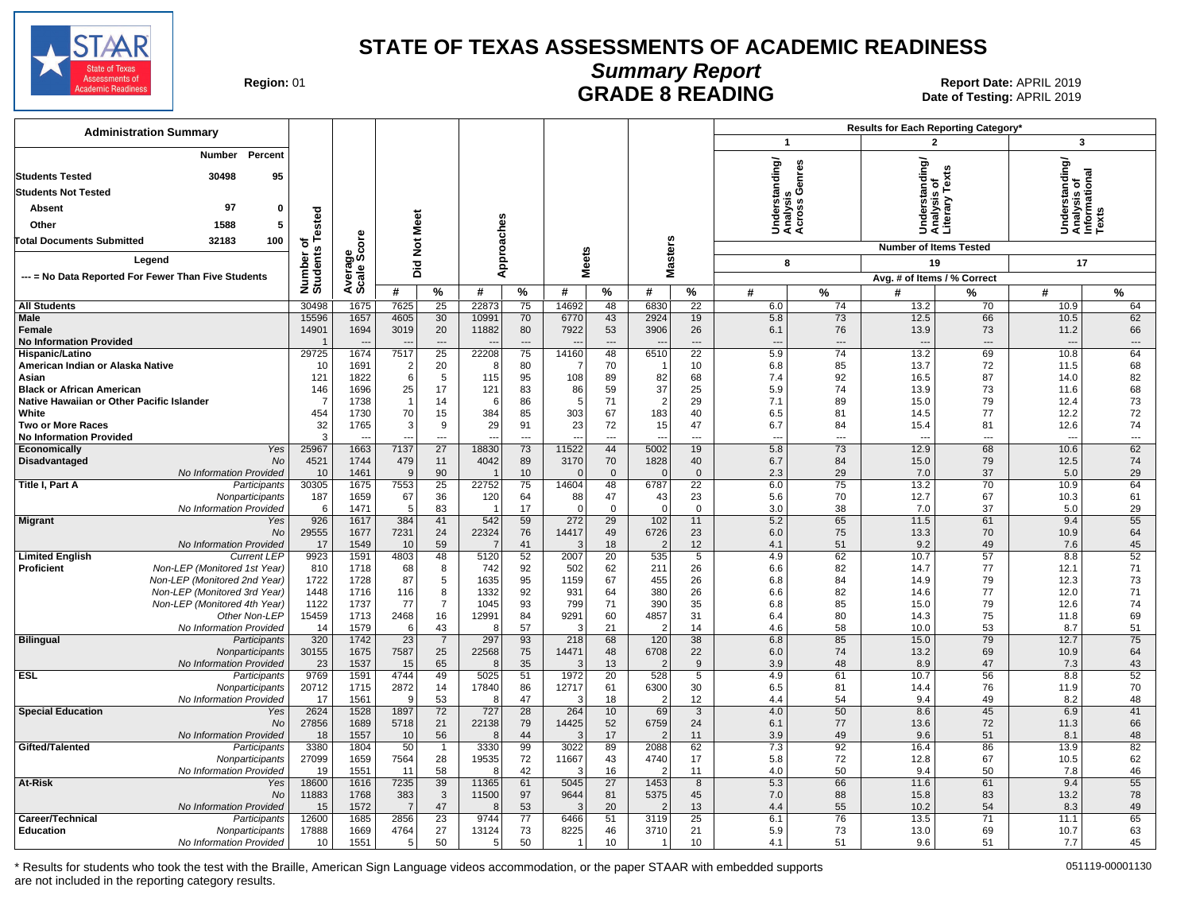# STATE OF TEXAS ASSESSMENTS OF ACADEMIC READINESS

## Summary Report

## GRADE 8 READING

**Region:** 01

**Report Date:** APRIL 2019
**Date of Testing:** APRIL 2019

### Administration Summary

| | Number | Percent |
|---|---|---|
| Students Tested | 30498 | 95 |
| Students Not Tested | | |
| Absent | 97 | 0 |
| Other | 1588 | 5 |
| Total Documents Submitted | 32183 | 100 |

Legend

--- = No Data Reported For Fewer Than Five Students

Results for Each Reporting Category*

| | | Number of Students Tested | Average Scale Score | Did Not Meet # | Did Not Meet % | Approaches # | Approaches % | Meets # | Meets % | Masters # | Masters % | 1: Understanding/ Analysis Across Genres (8 items) # | 1 % | 2: Understanding/ Analysis of Literary Texts (19 items) # | 2 % | 3: Understanding/ Analysis of Informational Texts (17 items) # | 3 % |
|---|---|---|---|---|---|---|---|---|---|---|---|---|---|---|---|---|---|
| All Students | | 30498 | 1675 | 7625 | 25 | 22873 | 75 | 14692 | 48 | 6830 | 22 | 6.0 | 74 | 13.2 | 70 | 10.9 | 64 |
| Male | | 15596 | 1657 | 4605 | 30 | 10991 | 70 | 6770 | 43 | 2924 | 19 | 5.8 | 73 | 12.5 | 66 | 10.5 | 62 |
| Female | | 14901 | 1694 | 3019 | 20 | 11882 | 80 | 7922 | 53 | 3906 | 26 | 6.1 | 76 | 13.9 | 73 | 11.2 | 66 |
| No Information Provided | | 1 | --- | --- | --- | --- | --- | --- | --- | --- | --- | --- | --- | --- | --- | --- | --- |
| Hispanic/Latino | | 29725 | 1674 | 7517 | 25 | 22208 | 75 | 14160 | 48 | 6510 | 22 | 5.9 | 74 | 13.2 | 69 | 10.8 | 64 |
| American Indian or Alaska Native | | 10 | 1691 | 2 | 20 | 8 | 80 | 7 | 70 | 1 | 10 | 6.8 | 85 | 13.7 | 72 | 11.5 | 68 |
| Asian | | 121 | 1822 | 6 | 5 | 115 | 95 | 108 | 89 | 82 | 68 | 7.4 | 92 | 16.5 | 87 | 14.0 | 82 |
| Black or African American | | 146 | 1696 | 25 | 17 | 121 | 83 | 86 | 59 | 37 | 25 | 5.9 | 74 | 13.9 | 73 | 11.6 | 68 |
| Native Hawaiian or Other Pacific Islander | | 7 | 1738 | 1 | 14 | 6 | 86 | 5 | 71 | 2 | 29 | 7.1 | 89 | 15.0 | 79 | 12.4 | 73 |
| White | | 454 | 1730 | 70 | 15 | 384 | 85 | 303 | 67 | 183 | 40 | 6.5 | 81 | 14.5 | 77 | 12.2 | 72 |
| Two or More Races | | 32 | 1765 | 3 | 9 | 29 | 91 | 23 | 72 | 15 | 47 | 6.7 | 84 | 15.4 | 81 | 12.6 | 74 |
| No Information Provided | | 3 | --- | --- | --- | --- | --- | --- | --- | --- | --- | --- | --- | --- | --- | --- | --- |
| Economically Disadvantaged | Yes | 25967 | 1663 | 7137 | 27 | 18830 | 73 | 11522 | 44 | 5002 | 19 | 5.8 | 73 | 12.9 | 68 | 10.6 | 62 |
| | No | 4521 | 1744 | 479 | 11 | 4042 | 89 | 3170 | 70 | 1828 | 40 | 6.7 | 84 | 15.0 | 79 | 12.5 | 74 |
| | No Information Provided | 10 | 1461 | 9 | 90 | 1 | 10 | 0 | 0 | 0 | 0 | 2.3 | 29 | 7.0 | 37 | 5.0 | 29 |
| Title I, Part A | Participants | 30305 | 1675 | 7553 | 25 | 22752 | 75 | 14604 | 48 | 6787 | 22 | 6.0 | 75 | 13.2 | 70 | 10.9 | 64 |
| | Nonparticipants | 187 | 1659 | 67 | 36 | 120 | 64 | 88 | 47 | 43 | 23 | 5.6 | 70 | 12.7 | 67 | 10.3 | 61 |
| | No Information Provided | 6 | 1471 | 5 | 83 | 1 | 17 | 0 | 0 | 0 | 0 | 3.0 | 38 | 7.0 | 37 | 5.0 | 29 |
| Migrant | Yes | 926 | 1617 | 384 | 41 | 542 | 59 | 272 | 29 | 102 | 11 | 5.2 | 65 | 11.5 | 61 | 9.4 | 55 |
| | No | 29555 | 1677 | 7231 | 24 | 22324 | 76 | 14417 | 49 | 6726 | 23 | 6.0 | 75 | 13.3 | 70 | 10.9 | 64 |
| | No Information Provided | 17 | 1549 | 10 | 59 | 7 | 41 | 3 | 18 | 2 | 12 | 4.1 | 51 | 9.2 | 49 | 7.6 | 45 |
| Limited English Proficient | Current LEP | 9923 | 1591 | 4803 | 48 | 5120 | 52 | 2007 | 20 | 535 | 5 | 4.9 | 62 | 10.7 | 57 | 8.8 | 52 |
| | Non-LEP (Monitored 1st Year) | 810 | 1718 | 68 | 8 | 742 | 92 | 502 | 62 | 211 | 26 | 6.6 | 82 | 14.7 | 77 | 12.1 | 71 |
| | Non-LEP (Monitored 2nd Year) | 1722 | 1728 | 87 | 5 | 1635 | 95 | 1159 | 67 | 455 | 26 | 6.8 | 84 | 14.9 | 79 | 12.3 | 73 |
| | Non-LEP (Monitored 3rd Year) | 1448 | 1716 | 116 | 8 | 1332 | 92 | 931 | 64 | 380 | 26 | 6.6 | 82 | 14.6 | 77 | 12.0 | 71 |
| | Non-LEP (Monitored 4th Year) | 1122 | 1737 | 77 | 7 | 1045 | 93 | 799 | 71 | 390 | 35 | 6.8 | 85 | 15.0 | 79 | 12.6 | 74 |
| | Other Non-LEP | 15459 | 1713 | 2468 | 16 | 12991 | 84 | 9291 | 60 | 4857 | 31 | 6.4 | 80 | 14.3 | 75 | 11.8 | 69 |
| | No Information Provided | 14 | 1579 | 6 | 43 | 8 | 57 | 3 | 21 | 2 | 14 | 4.6 | 58 | 10.0 | 53 | 8.7 | 51 |
| Bilingual | Participants | 320 | 1742 | 23 | 7 | 297 | 93 | 218 | 68 | 120 | 38 | 6.8 | 85 | 15.0 | 79 | 12.7 | 75 |
| | Nonparticipants | 30155 | 1675 | 7587 | 25 | 22568 | 75 | 14471 | 48 | 6708 | 22 | 6.0 | 74 | 13.2 | 69 | 10.9 | 64 |
| | No Information Provided | 23 | 1537 | 15 | 65 | 8 | 35 | 3 | 13 | 2 | 9 | 3.9 | 48 | 8.9 | 47 | 7.3 | 43 |
| ESL | Participants | 9769 | 1591 | 4744 | 49 | 5025 | 51 | 1972 | 20 | 528 | 5 | 4.9 | 61 | 10.7 | 56 | 8.8 | 52 |
| | Nonparticipants | 20712 | 1715 | 2872 | 14 | 17840 | 86 | 12717 | 61 | 6300 | 30 | 6.5 | 81 | 14.4 | 76 | 11.9 | 70 |
| | No Information Provided | 17 | 1561 | 9 | 53 | 8 | 47 | 3 | 18 | 2 | 12 | 4.4 | 54 | 9.4 | 49 | 8.2 | 48 |
| Special Education | Yes | 2624 | 1528 | 1897 | 72 | 727 | 28 | 264 | 10 | 69 | 3 | 4.0 | 50 | 8.6 | 45 | 6.9 | 41 |
| | No | 27856 | 1689 | 5718 | 21 | 22138 | 79 | 14425 | 52 | 6759 | 24 | 6.1 | 77 | 13.6 | 72 | 11.3 | 66 |
| | No Information Provided | 18 | 1557 | 10 | 56 | 8 | 44 | 3 | 17 | 2 | 11 | 3.9 | 49 | 9.6 | 51 | 8.1 | 48 |
| Gifted/Talented | Participants | 3380 | 1804 | 50 | 1 | 3330 | 99 | 3022 | 89 | 2088 | 62 | 7.3 | 92 | 16.4 | 86 | 13.9 | 82 |
| | Nonparticipants | 27099 | 1659 | 7564 | 28 | 19535 | 72 | 11667 | 43 | 4740 | 17 | 5.8 | 72 | 12.8 | 67 | 10.5 | 62 |
| | No Information Provided | 19 | 1551 | 11 | 58 | 8 | 42 | 3 | 16 | 2 | 11 | 4.0 | 50 | 9.4 | 50 | 7.8 | 46 |
| At-Risk | Yes | 18600 | 1616 | 7235 | 39 | 11365 | 61 | 5045 | 27 | 1453 | 8 | 5.3 | 66 | 11.6 | 61 | 9.4 | 55 |
| | No | 11883 | 1768 | 383 | 3 | 11500 | 97 | 9644 | 81 | 5375 | 45 | 7.0 | 88 | 15.8 | 83 | 13.2 | 78 |
| | No Information Provided | 15 | 1572 | 7 | 47 | 8 | 53 | 3 | 20 | 2 | 13 | 4.4 | 55 | 10.2 | 54 | 8.3 | 49 |
| Career/Technical Education | Participants | 12600 | 1685 | 2856 | 23 | 9744 | 77 | 6466 | 51 | 3119 | 25 | 6.1 | 76 | 13.5 | 71 | 11.1 | 65 |
| | Nonparticipants | 17888 | 1669 | 4764 | 27 | 13124 | 73 | 8225 | 46 | 3710 | 21 | 5.9 | 73 | 13.0 | 69 | 10.7 | 63 |
| | No Information Provided | 10 | 1551 | 5 | 50 | 5 | 50 | 1 | 10 | 1 | 10 | 4.1 | 51 | 9.6 | 51 | 7.7 | 45 |

\* Results for students who took the test with the Braille, American Sign Language videos accommodation, or the paper STAAR with embedded supports are not included in the reporting category results.

051119-00001130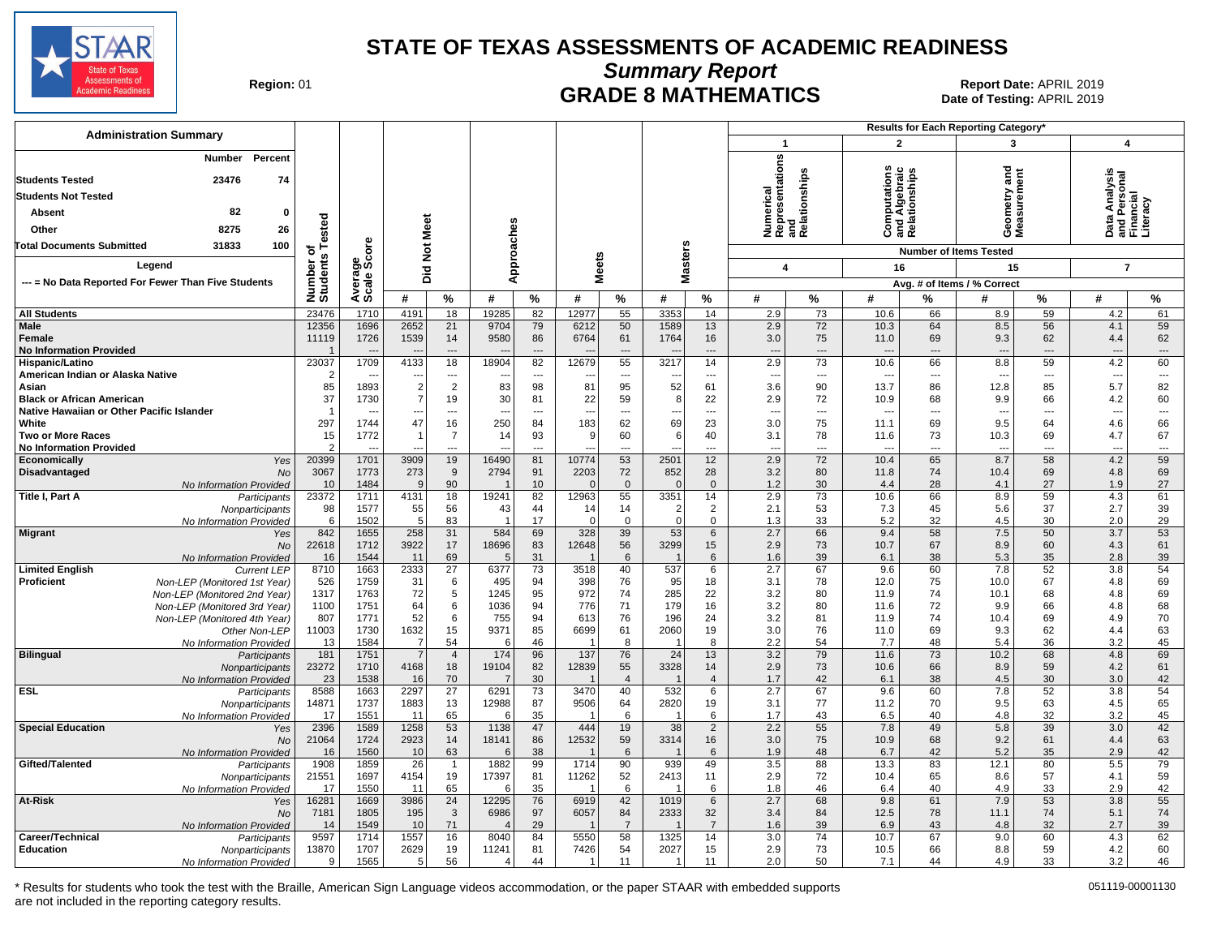# STATE OF TEXAS ASSESSMENTS OF ACADEMIC READINESS

## Summary Report

## GRADE 8 MATHEMATICS

**Region:** 01

**Report Date:** APRIL 2019
**Date of Testing:** APRIL 2019

| Administration Summary | Number | Percent |
|---|---|---|
| Students Tested | 23476 | 74 |
| Students Not Tested | | |
| Absent | 82 | 0 |
| Other | 8275 | 26 |
| Total Documents Submitted | 31833 | 100 |

Legend: --- = No Data Reported For Fewer Than Five Students

Results for Each Reporting Category*: 1 = Numerical Representations and Relationships (4 items); 2 = Computations and Algebraic Relationships (16 items); 3 = Geometry and Measurement (15 items); 4 = Data Analysis and Personal Financial Literacy (7 items). Avg. # of Items / % Correct.

| Group | | Number of Students Tested | Average Scale Score | Did Not Meet # | Did Not Meet % | Approaches # | Approaches % | Meets # | Meets % | Masters # | Masters % | Cat 1 # | Cat 1 % | Cat 2 # | Cat 2 % | Cat 3 # | Cat 3 % | Cat 4 # | Cat 4 % |
|---|---|---|---|---|---|---|---|---|---|---|---|---|---|---|---|---|---|---|---|
| All Students | | 23476 | 1710 | 4191 | 18 | 19285 | 82 | 12977 | 55 | 3353 | 14 | 2.9 | 73 | 10.6 | 66 | 8.9 | 59 | 4.2 | 61 |
| Male | | 12356 | 1696 | 2652 | 21 | 9704 | 79 | 6212 | 50 | 1589 | 13 | 2.9 | 72 | 10.3 | 64 | 8.5 | 56 | 4.1 | 59 |
| Female | | 11119 | 1726 | 1539 | 14 | 9580 | 86 | 6764 | 61 | 1764 | 16 | 3.0 | 75 | 11.0 | 69 | 9.3 | 62 | 4.4 | 62 |
| No Information Provided | | 1 | --- | --- | --- | --- | --- | --- | --- | --- | --- | --- | --- | --- | --- | --- | --- | --- | --- |
| Hispanic/Latino | | 23037 | 1709 | 4133 | 18 | 18904 | 82 | 12679 | 55 | 3217 | 14 | 2.9 | 73 | 10.6 | 66 | 8.8 | 59 | 4.2 | 60 |
| American Indian or Alaska Native | | 2 | --- | --- | --- | --- | --- | --- | --- | --- | --- | --- | --- | --- | --- | --- | --- | --- | --- |
| Asian | | 85 | 1893 | 2 | 2 | 83 | 98 | 81 | 95 | 52 | 61 | 3.6 | 90 | 13.7 | 86 | 12.8 | 85 | 5.7 | 82 |
| Black or African American | | 37 | 1730 | 7 | 19 | 30 | 81 | 22 | 59 | 8 | 22 | 2.9 | 72 | 10.9 | 68 | 9.9 | 66 | 4.2 | 60 |
| Native Hawaiian or Other Pacific Islander | | 1 | --- | --- | --- | --- | --- | --- | --- | --- | --- | --- | --- | --- | --- | --- | --- | --- | --- |
| White | | 297 | 1744 | 47 | 16 | 250 | 84 | 183 | 62 | 69 | 23 | 3.0 | 75 | 11.1 | 69 | 9.5 | 64 | 4.6 | 66 |
| Two or More Races | | 15 | 1772 | 1 | 7 | 14 | 93 | 9 | 60 | 6 | 40 | 3.1 | 78 | 11.6 | 73 | 10.3 | 69 | 4.7 | 67 |
| No Information Provided | | 2 | --- | --- | --- | --- | --- | --- | --- | --- | --- | --- | --- | --- | --- | --- | --- | --- | --- |
| Economically Disadvantaged | Yes | 20399 | 1701 | 3909 | 19 | 16490 | 81 | 10774 | 53 | 2501 | 12 | 2.9 | 72 | 10.4 | 65 | 8.7 | 58 | 4.2 | 59 |
| | No | 3067 | 1773 | 273 | 9 | 2794 | 91 | 2203 | 72 | 852 | 28 | 3.2 | 80 | 11.8 | 74 | 10.4 | 69 | 4.8 | 69 |
| | No Information Provided | 10 | 1484 | 9 | 90 | 1 | 10 | 0 | 0 | 0 | 0 | 1.2 | 30 | 4.4 | 28 | 4.1 | 27 | 1.9 | 27 |
| Title I, Part A | Participants | 23372 | 1711 | 4131 | 18 | 19241 | 82 | 12963 | 55 | 3351 | 14 | 2.9 | 73 | 10.6 | 66 | 8.9 | 59 | 4.3 | 61 |
| | Nonparticipants | 98 | 1577 | 55 | 56 | 43 | 44 | 14 | 14 | 2 | 2 | 2.1 | 53 | 7.3 | 45 | 5.6 | 37 | 2.7 | 39 |
| | No Information Provided | 6 | 1502 | 5 | 83 | 1 | 17 | 0 | 0 | 0 | 0 | 1.3 | 33 | 5.2 | 32 | 4.5 | 30 | 2.0 | 29 |
| Migrant | Yes | 842 | 1655 | 258 | 31 | 584 | 69 | 328 | 39 | 53 | 6 | 2.7 | 66 | 9.4 | 58 | 7.5 | 50 | 3.7 | 53 |
| | No | 22618 | 1712 | 3922 | 17 | 18696 | 83 | 12648 | 56 | 3299 | 15 | 2.9 | 73 | 10.7 | 67 | 8.9 | 60 | 4.3 | 61 |
| | No Information Provided | 16 | 1544 | 11 | 69 | 5 | 31 | 1 | 6 | 1 | 6 | 1.6 | 39 | 6.1 | 38 | 5.3 | 35 | 2.8 | 39 |
| Limited English Proficient | Current LEP | 8710 | 1663 | 2333 | 27 | 6377 | 73 | 3518 | 40 | 537 | 6 | 2.7 | 67 | 9.6 | 60 | 7.8 | 52 | 3.8 | 54 |
| | Non-LEP (Monitored 1st Year) | 526 | 1759 | 31 | 6 | 495 | 94 | 398 | 76 | 95 | 18 | 3.1 | 78 | 12.0 | 75 | 10.0 | 67 | 4.8 | 69 |
| | Non-LEP (Monitored 2nd Year) | 1317 | 1763 | 72 | 5 | 1245 | 95 | 972 | 74 | 285 | 22 | 3.2 | 80 | 11.9 | 74 | 10.1 | 68 | 4.8 | 69 |
| | Non-LEP (Monitored 3rd Year) | 1100 | 1751 | 64 | 6 | 1036 | 94 | 776 | 71 | 179 | 16 | 3.2 | 80 | 11.6 | 72 | 9.9 | 66 | 4.8 | 68 |
| | Non-LEP (Monitored 4th Year) | 807 | 1771 | 52 | 6 | 755 | 94 | 613 | 76 | 196 | 24 | 3.2 | 81 | 11.9 | 74 | 10.4 | 69 | 4.9 | 70 |
| | Other Non-LEP | 11003 | 1730 | 1632 | 15 | 9371 | 85 | 6699 | 61 | 2060 | 19 | 3.0 | 76 | 11.0 | 69 | 9.3 | 62 | 4.4 | 63 |
| | No Information Provided | 13 | 1584 | 7 | 54 | 6 | 46 | 1 | 8 | 1 | 8 | 2.2 | 54 | 7.7 | 48 | 5.4 | 36 | 3.2 | 45 |
| Bilingual | Participants | 181 | 1751 | 7 | 4 | 174 | 96 | 137 | 76 | 24 | 13 | 3.2 | 79 | 11.6 | 73 | 10.2 | 68 | 4.8 | 69 |
| | Nonparticipants | 23272 | 1710 | 4168 | 18 | 19104 | 82 | 12839 | 55 | 3328 | 14 | 2.9 | 73 | 10.6 | 66 | 8.9 | 59 | 4.2 | 61 |
| | No Information Provided | 23 | 1538 | 16 | 70 | 7 | 30 | 1 | 4 | 1 | 4 | 1.7 | 42 | 6.1 | 38 | 4.5 | 30 | 3.0 | 42 |
| ESL | Participants | 8588 | 1663 | 2297 | 27 | 6291 | 73 | 3470 | 40 | 532 | 6 | 2.7 | 67 | 9.6 | 60 | 7.8 | 52 | 3.8 | 54 |
| | Nonparticipants | 14871 | 1737 | 1883 | 13 | 12988 | 87 | 9506 | 64 | 2820 | 19 | 3.1 | 77 | 11.2 | 70 | 9.5 | 63 | 4.5 | 65 |
| | No Information Provided | 17 | 1551 | 11 | 65 | 6 | 35 | 1 | 6 | 1 | 6 | 1.7 | 43 | 6.5 | 40 | 4.8 | 32 | 3.2 | 45 |
| Special Education | Yes | 2396 | 1589 | 1258 | 53 | 1138 | 47 | 444 | 19 | 38 | 2 | 2.2 | 55 | 7.8 | 49 | 5.8 | 39 | 3.0 | 42 |
| | No | 21064 | 1724 | 2923 | 14 | 18141 | 86 | 12532 | 59 | 3314 | 16 | 3.0 | 75 | 10.9 | 68 | 9.2 | 61 | 4.4 | 63 |
| | No Information Provided | 16 | 1560 | 10 | 63 | 6 | 38 | 1 | 6 | 1 | 6 | 1.9 | 48 | 6.7 | 42 | 5.2 | 35 | 2.9 | 42 |
| Gifted/Talented | Participants | 1908 | 1859 | 26 | 1 | 1882 | 99 | 1714 | 90 | 939 | 49 | 3.5 | 88 | 13.3 | 83 | 12.1 | 80 | 5.5 | 79 |
| | Nonparticipants | 21551 | 1697 | 4154 | 19 | 17397 | 81 | 11262 | 52 | 2413 | 11 | 2.9 | 72 | 10.4 | 65 | 8.6 | 57 | 4.1 | 59 |
| | No Information Provided | 17 | 1550 | 11 | 65 | 6 | 35 | 1 | 6 | 1 | 6 | 1.8 | 46 | 6.4 | 40 | 4.9 | 33 | 2.9 | 42 |
| At-Risk | Yes | 16281 | 1669 | 3986 | 24 | 12295 | 76 | 6919 | 42 | 1019 | 6 | 2.7 | 68 | 9.8 | 61 | 7.9 | 53 | 3.8 | 55 |
| | No | 7181 | 1805 | 195 | 3 | 6986 | 97 | 6057 | 84 | 2333 | 32 | 3.4 | 84 | 12.5 | 78 | 11.1 | 74 | 5.1 | 74 |
| | No Information Provided | 14 | 1549 | 10 | 71 | 4 | 29 | 1 | 7 | 1 | 7 | 1.6 | 39 | 6.9 | 43 | 4.8 | 32 | 2.7 | 39 |
| Career/Technical Education | Participants | 9597 | 1714 | 1557 | 16 | 8040 | 84 | 5550 | 58 | 1325 | 14 | 3.0 | 74 | 10.7 | 67 | 9.0 | 60 | 4.3 | 62 |
| | Nonparticipants | 13870 | 1707 | 2629 | 19 | 11241 | 81 | 7426 | 54 | 2027 | 15 | 2.9 | 73 | 10.5 | 66 | 8.8 | 59 | 4.2 | 60 |
| | No Information Provided | 9 | 1565 | 5 | 56 | 4 | 44 | 1 | 11 | 1 | 11 | 2.0 | 50 | 7.1 | 44 | 4.9 | 33 | 3.2 | 46 |

\* Results for students who took the test with the Braille, American Sign Language videos accommodation, or the paper STAAR with embedded supports are not included in the reporting category results.

051119-00001130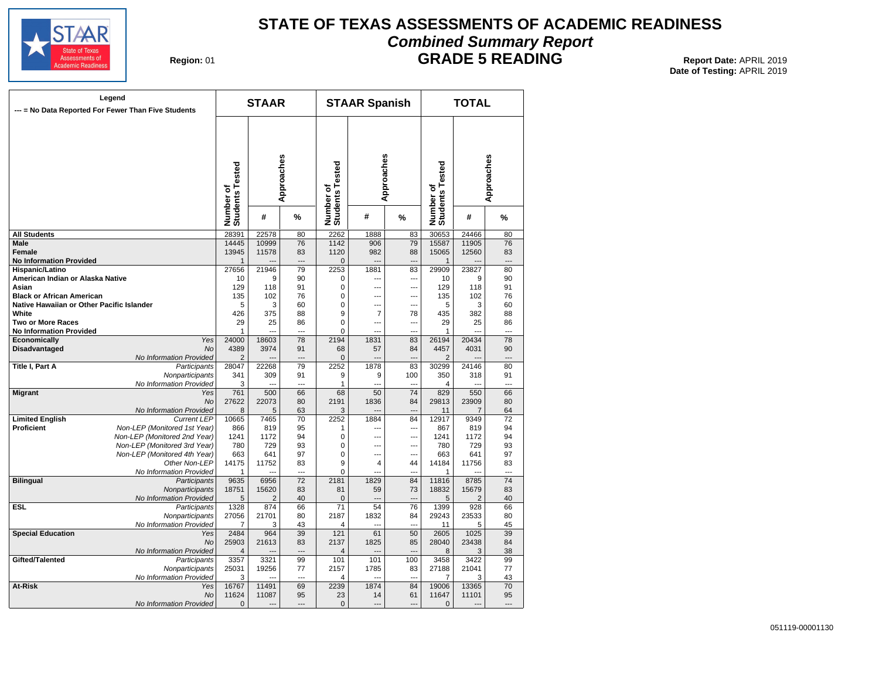# STATE OF TEXAS ASSESSMENTS OF ACADEMIC READINESS

## *Combined Summary Report*

## GRADE 5 READING

**Region:** 01

**Report Date:** APRIL 2019
**Date of Testing:** APRIL 2019

| Legend<br>--- = No Data Reported For Fewer Than Five Students | | STAAR | | | STAAR Spanish | | | TOTAL | | |
|---|---|---|---|---|---|---|---|---|---|---|
| | | Number of Students Tested | Approaches # | Approaches % | Number of Students Tested | Approaches # | Approaches % | Number of Students Tested | Approaches # | Approaches % |
| **All Students** | | 28391 | 22578 | 80 | 2262 | 1888 | 83 | 30653 | 24466 | 80 |
| **Male** | | 14445 | 10999 | 76 | 1142 | 906 | 79 | 15587 | 11905 | 76 |
| **Female** | | 13945 | 11578 | 83 | 1120 | 982 | 88 | 15065 | 12560 | 83 |
| **No Information Provided** | | 1 | --- | --- | 0 | --- | --- | 1 | --- | --- |
| **Hispanic/Latino** | | 27656 | 21946 | 79 | 2253 | 1881 | 83 | 29909 | 23827 | 80 |
| **American Indian or Alaska Native** | | 10 | 9 | 90 | 0 | --- | --- | 10 | 9 | 90 |
| **Asian** | | 129 | 118 | 91 | 0 | --- | --- | 129 | 118 | 91 |
| **Black or African American** | | 135 | 102 | 76 | 0 | --- | --- | 135 | 102 | 76 |
| **Native Hawaiian or Other Pacific Islander** | | 5 | 3 | 60 | 0 | --- | --- | 5 | 3 | 60 |
| **White** | | 426 | 375 | 88 | 9 | 7 | 78 | 435 | 382 | 88 |
| **Two or More Races** | | 29 | 25 | 86 | 0 | --- | --- | 29 | 25 | 86 |
| **No Information Provided** | | 1 | --- | --- | 0 | --- | --- | 1 | --- | --- |
| **Economically Disadvantaged** | *Yes* | 24000 | 18603 | 78 | 2194 | 1831 | 83 | 26194 | 20434 | 78 |
| | *No* | 4389 | 3974 | 91 | 68 | 57 | 84 | 4457 | 4031 | 90 |
| | *No Information Provided* | 2 | --- | --- | 0 | --- | --- | 2 | --- | --- |
| **Title I, Part A** | *Participants* | 28047 | 22268 | 79 | 2252 | 1878 | 83 | 30299 | 24146 | 80 |
| | *Nonparticipants* | 341 | 309 | 91 | 9 | 9 | 100 | 350 | 318 | 91 |
| | *No Information Provided* | 3 | --- | --- | 1 | --- | --- | 4 | --- | --- |
| **Migrant** | *Yes* | 761 | 500 | 66 | 68 | 50 | 74 | 829 | 550 | 66 |
| | *No* | 27622 | 22073 | 80 | 2191 | 1836 | 84 | 29813 | 23909 | 80 |
| | *No Information Provided* | 8 | 5 | 63 | 3 | --- | --- | 11 | 7 | 64 |
| **Limited English Proficient** | *Current LEP* | 10665 | 7465 | 70 | 2252 | 1884 | 84 | 12917 | 9349 | 72 |
| | *Non-LEP (Monitored 1st Year)* | 866 | 819 | 95 | 1 | --- | --- | 867 | 819 | 94 |
| | *Non-LEP (Monitored 2nd Year)* | 1241 | 1172 | 94 | 0 | --- | --- | 1241 | 1172 | 94 |
| | *Non-LEP (Monitored 3rd Year)* | 780 | 729 | 93 | 0 | --- | --- | 780 | 729 | 93 |
| | *Non-LEP (Monitored 4th Year)* | 663 | 641 | 97 | 0 | --- | --- | 663 | 641 | 97 |
| | *Other Non-LEP* | 14175 | 11752 | 83 | 9 | 4 | 44 | 14184 | 11756 | 83 |
| | *No Information Provided* | 1 | --- | --- | 0 | --- | --- | 1 | --- | --- |
| **Bilingual** | *Participants* | 9635 | 6956 | 72 | 2181 | 1829 | 84 | 11816 | 8785 | 74 |
| | *Nonparticipants* | 18751 | 15620 | 83 | 81 | 59 | 73 | 18832 | 15679 | 83 |
| | *No Information Provided* | 5 | 2 | 40 | 0 | --- | --- | 5 | 2 | 40 |
| **ESL** | *Participants* | 1328 | 874 | 66 | 71 | 54 | 76 | 1399 | 928 | 66 |
| | *Nonparticipants* | 27056 | 21701 | 80 | 2187 | 1832 | 84 | 29243 | 23533 | 80 |
| | *No Information Provided* | 7 | 3 | 43 | 4 | --- | --- | 11 | 5 | 45 |
| **Special Education** | *Yes* | 2484 | 964 | 39 | 121 | 61 | 50 | 2605 | 1025 | 39 |
| | *No* | 25903 | 21613 | 83 | 2137 | 1825 | 85 | 28040 | 23438 | 84 |
| | *No Information Provided* | 4 | --- | --- | 4 | --- | --- | 8 | 3 | 38 |
| **Gifted/Talented** | *Participants* | 3357 | 3321 | 99 | 101 | 101 | 100 | 3458 | 3422 | 99 |
| | *Nonparticipants* | 25031 | 19256 | 77 | 2157 | 1785 | 83 | 27188 | 21041 | 77 |
| | *No Information Provided* | 3 | --- | --- | 4 | --- | --- | 7 | 3 | 43 |
| **At-Risk** | *Yes* | 16767 | 11491 | 69 | 2239 | 1874 | 84 | 19006 | 13365 | 70 |
| | *No* | 11624 | 11087 | 95 | 23 | 14 | 61 | 11647 | 11101 | 95 |
| | *No Information Provided* | 0 | --- | --- | 0 | --- | --- | 0 | --- | --- |

051119-00001130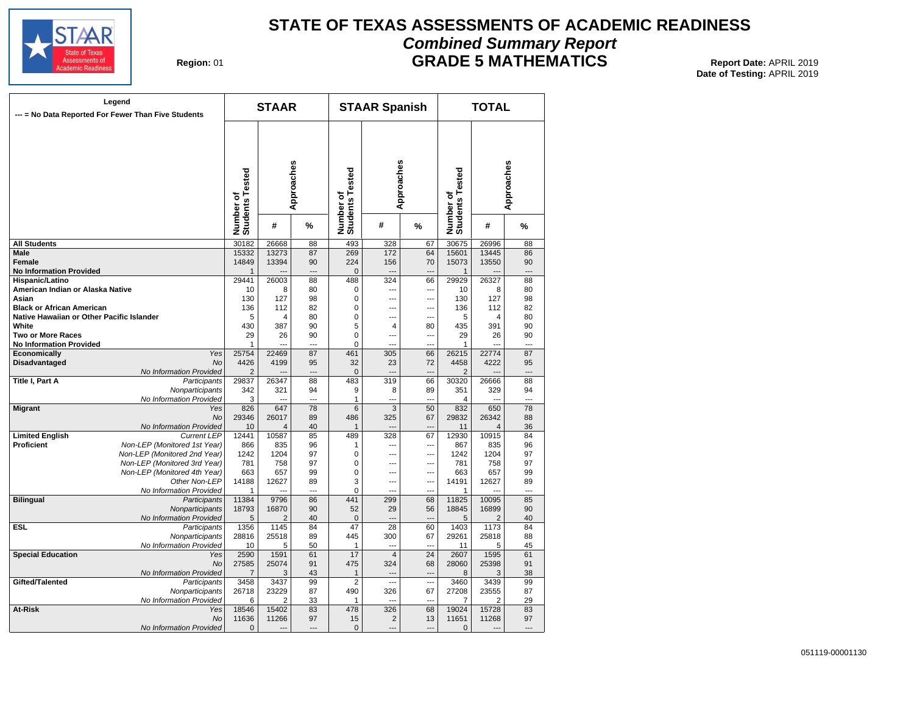# STATE OF TEXAS ASSESSMENTS OF ACADEMIC READINESS

## *Combined Summary Report*

## GRADE 5 MATHEMATICS

**Region:** 01

**Report Date:** APRIL 2019
**Date of Testing:** APRIL 2019

| Legend<br>--- = No Data Reported For Fewer Than Five Students | | STAAR | | | STAAR Spanish | | | TOTAL | | |
|---|---|---|---|---|---|---|---|---|---|---|
| | | Number of Students Tested | Approaches # | Approaches % | Number of Students Tested | Approaches # | Approaches % | Number of Students Tested | Approaches # | Approaches % |
| **All Students** | | 30182 | 26668 | 88 | 493 | 328 | 67 | 30675 | 26996 | 88 |
| **Male** | | 15332 | 13273 | 87 | 269 | 172 | 64 | 15601 | 13445 | 86 |
| **Female** | | 14849 | 13394 | 90 | 224 | 156 | 70 | 15073 | 13550 | 90 |
| **No Information Provided** | | 1 | --- | --- | 0 | --- | --- | 1 | --- | --- |
| **Hispanic/Latino** | | 29441 | 26003 | 88 | 488 | 324 | 66 | 29929 | 26327 | 88 |
| **American Indian or Alaska Native** | | 10 | 8 | 80 | 0 | --- | --- | 10 | 8 | 80 |
| **Asian** | | 130 | 127 | 98 | 0 | --- | --- | 130 | 127 | 98 |
| **Black or African American** | | 136 | 112 | 82 | 0 | --- | --- | 136 | 112 | 82 |
| **Native Hawaiian or Other Pacific Islander** | | 5 | 4 | 80 | 0 | --- | --- | 5 | 4 | 80 |
| **White** | | 430 | 387 | 90 | 5 | 4 | 80 | 435 | 391 | 90 |
| **Two or More Races** | | 29 | 26 | 90 | 0 | --- | --- | 29 | 26 | 90 |
| **No Information Provided** | | 1 | --- | --- | 0 | --- | --- | 1 | --- | --- |
| **Economically Disadvantaged** | *Yes* | 25754 | 22469 | 87 | 461 | 305 | 66 | 26215 | 22774 | 87 |
| | *No* | 4426 | 4199 | 95 | 32 | 23 | 72 | 4458 | 4222 | 95 |
| | *No Information Provided* | 2 | --- | --- | 0 | --- | --- | 2 | --- | --- |
| **Title I, Part A** | *Participants* | 29837 | 26347 | 88 | 483 | 319 | 66 | 30320 | 26666 | 88 |
| | *Nonparticipants* | 342 | 321 | 94 | 9 | 8 | 89 | 351 | 329 | 94 |
| | *No Information Provided* | 3 | --- | --- | 1 | --- | --- | 4 | --- | --- |
| **Migrant** | *Yes* | 826 | 647 | 78 | 6 | 3 | 50 | 832 | 650 | 78 |
| | *No* | 29346 | 26017 | 89 | 486 | 325 | 67 | 29832 | 26342 | 88 |
| | *No Information Provided* | 10 | 4 | 40 | 1 | --- | --- | 11 | 4 | 36 |
| **Limited English Proficient** | *Current LEP* | 12441 | 10587 | 85 | 489 | 328 | 67 | 12930 | 10915 | 84 |
| | *Non-LEP (Monitored 1st Year)* | 866 | 835 | 96 | 1 | --- | --- | 867 | 835 | 96 |
| | *Non-LEP (Monitored 2nd Year)* | 1242 | 1204 | 97 | 0 | --- | --- | 1242 | 1204 | 97 |
| | *Non-LEP (Monitored 3rd Year)* | 781 | 758 | 97 | 0 | --- | --- | 781 | 758 | 97 |
| | *Non-LEP (Monitored 4th Year)* | 663 | 657 | 99 | 0 | --- | --- | 663 | 657 | 99 |
| | *Other Non-LEP* | 14188 | 12627 | 89 | 3 | --- | --- | 14191 | 12627 | 89 |
| | *No Information Provided* | 1 | --- | --- | 0 | --- | --- | 1 | --- | --- |
| **Bilingual** | *Participants* | 11384 | 9796 | 86 | 441 | 299 | 68 | 11825 | 10095 | 85 |
| | *Nonparticipants* | 18793 | 16870 | 90 | 52 | 29 | 56 | 18845 | 16899 | 90 |
| | *No Information Provided* | 5 | 2 | 40 | 0 | --- | --- | 5 | 2 | 40 |
| **ESL** | *Participants* | 1356 | 1145 | 84 | 47 | 28 | 60 | 1403 | 1173 | 84 |
| | *Nonparticipants* | 28816 | 25518 | 89 | 445 | 300 | 67 | 29261 | 25818 | 88 |
| | *No Information Provided* | 10 | 5 | 50 | 1 | --- | --- | 11 | 5 | 45 |
| **Special Education** | *Yes* | 2590 | 1591 | 61 | 17 | 4 | 24 | 2607 | 1595 | 61 |
| | *No* | 27585 | 25074 | 91 | 475 | 324 | 68 | 28060 | 25398 | 91 |
| | *No Information Provided* | 7 | 3 | 43 | 1 | --- | --- | 8 | 3 | 38 |
| **Gifted/Talented** | *Participants* | 3458 | 3437 | 99 | 2 | --- | --- | 3460 | 3439 | 99 |
| | *Nonparticipants* | 26718 | 23229 | 87 | 490 | 326 | 67 | 27208 | 23555 | 87 |
| | *No Information Provided* | 6 | 2 | 33 | 1 | --- | --- | 7 | 2 | 29 |
| **At-Risk** | *Yes* | 18546 | 15402 | 83 | 478 | 326 | 68 | 19024 | 15728 | 83 |
| | *No* | 11636 | 11266 | 97 | 15 | 2 | 13 | 11651 | 11268 | 97 |
| | *No Information Provided* | 0 | --- | --- | 0 | --- | --- | 0 | --- | --- |

051119-00001130